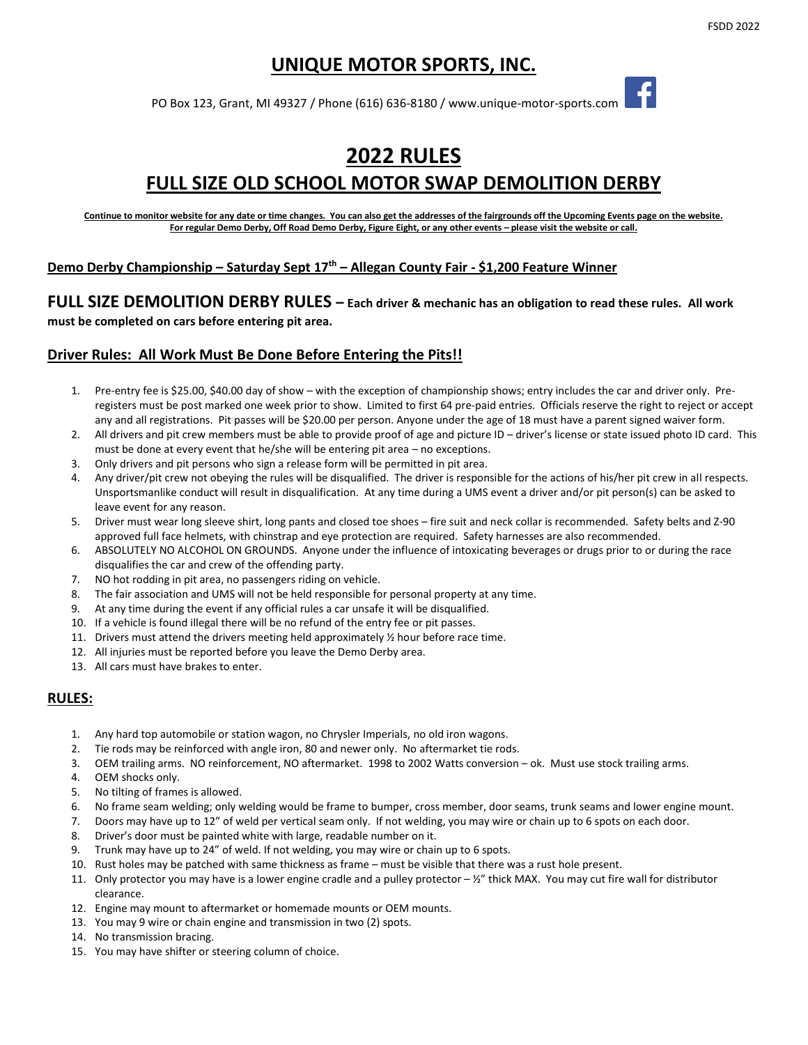# UNIQUE MOTOR SPORTS, INC.

PO Box 123, Grant, MI 49327 / Phone (616) 636-8180 / www.unique-motor-sports.com

# 2022 RULES

## FULL SIZE OLD SCHOOL MOTOR SWAP DEMOLITION DERBY

**Continue to monitor website for any date or time changes. You can also get the addresses of the fairgrounds off the Upcoming Events page on the website. For regular Demo Derby, Off Road Demo Derby, Figure Eight, or any other events – please visit the website or call.**

**Demo Derby Championship – Saturday Sept 17th – Allegan County Fair - $1,200 Feature Winner**

## FULL SIZE DEMOLITION DERBY RULES – Each driver & mechanic has an obligation to read these rules. All work must be completed on cars before entering pit area.

### Driver Rules: All Work Must Be Done Before Entering the Pits!!

1. Pre-entry fee is $25.00, $40.00 day of show – with the exception of championship shows; entry includes the car and driver only. Pre-registers must be post marked one week prior to show. Limited to first 64 pre-paid entries. Officials reserve the right to reject or accept any and all registrations. Pit passes will be $20.00 per person. Anyone under the age of 18 must have a parent signed waiver form.
2. All drivers and pit crew members must be able to provide proof of age and picture ID – driver's license or state issued photo ID card. This must be done at every event that he/she will be entering pit area – no exceptions.
3. Only drivers and pit persons who sign a release form will be permitted in pit area.
4. Any driver/pit crew not obeying the rules will be disqualified. The driver is responsible for the actions of his/her pit crew in all respects. Unsportsmanlike conduct will result in disqualification. At any time during a UMS event a driver and/or pit person(s) can be asked to leave event for any reason.
5. Driver must wear long sleeve shirt, long pants and closed toe shoes – fire suit and neck collar is recommended. Safety belts and Z-90 approved full face helmets, with chinstrap and eye protection are required. Safety harnesses are also recommended.
6. ABSOLUTELY NO ALCOHOL ON GROUNDS. Anyone under the influence of intoxicating beverages or drugs prior to or during the race disqualifies the car and crew of the offending party.
7. NO hot rodding in pit area, no passengers riding on vehicle.
8. The fair association and UMS will not be held responsible for personal property at any time.
9. At any time during the event if any official rules a car unsafe it will be disqualified.
10. If a vehicle is found illegal there will be no refund of the entry fee or pit passes.
11. Drivers must attend the drivers meeting held approximately ½ hour before race time.
12. All injuries must be reported before you leave the Demo Derby area.
13. All cars must have brakes to enter.

### RULES:

1. Any hard top automobile or station wagon, no Chrysler Imperials, no old iron wagons.
2. Tie rods may be reinforced with angle iron, 80 and newer only. No aftermarket tie rods.
3. OEM trailing arms. NO reinforcement, NO aftermarket. 1998 to 2002 Watts conversion – ok. Must use stock trailing arms.
4. OEM shocks only.
5. No tilting of frames is allowed.
6. No frame seam welding; only welding would be frame to bumper, cross member, door seams, trunk seams and lower engine mount.
7. Doors may have up to 12" of weld per vertical seam only. If not welding, you may wire or chain up to 6 spots on each door.
8. Driver's door must be painted white with large, readable number on it.
9. Trunk may have up to 24" of weld. If not welding, you may wire or chain up to 6 spots.
10. Rust holes may be patched with same thickness as frame – must be visible that there was a rust hole present.
11. Only protector you may have is a lower engine cradle and a pulley protector – ½" thick MAX. You may cut fire wall for distributor clearance.
12. Engine may mount to aftermarket or homemade mounts or OEM mounts.
13. You may 9 wire or chain engine and transmission in two (2) spots.
14. No transmission bracing.
15. You may have shifter or steering column of choice.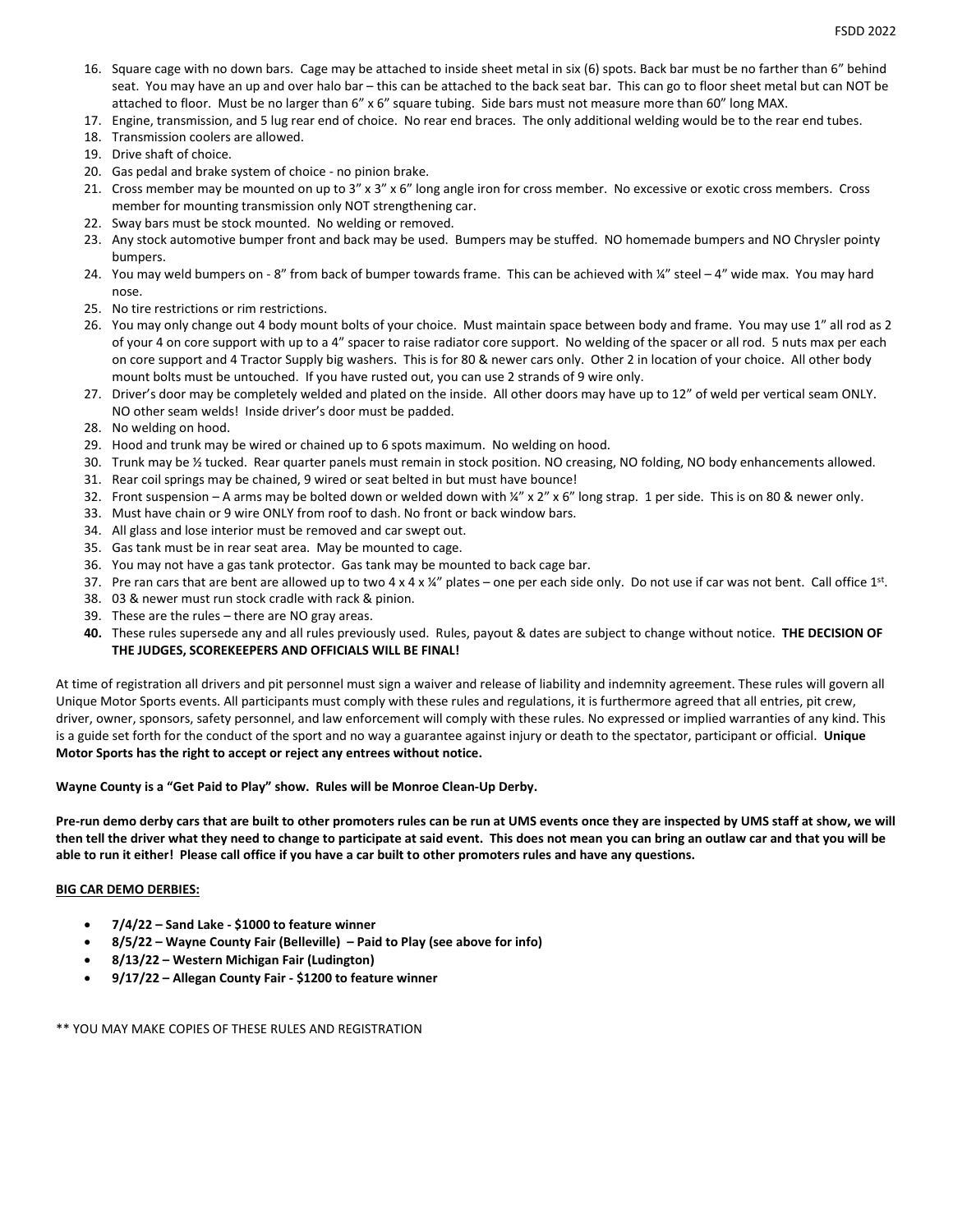16. Square cage with no down bars. Cage may be attached to inside sheet metal in six (6) spots. Back bar must be no farther than 6" behind seat. You may have an up and over halo bar – this can be attached to the back seat bar. This can go to floor sheet metal but can NOT be attached to floor. Must be no larger than 6" x 6" square tubing. Side bars must not measure more than 60" long MAX.
17. Engine, transmission, and 5 lug rear end of choice. No rear end braces. The only additional welding would be to the rear end tubes.
18. Transmission coolers are allowed.
19. Drive shaft of choice.
20. Gas pedal and brake system of choice - no pinion brake.
21. Cross member may be mounted on up to 3" x 3" x 6" long angle iron for cross member. No excessive or exotic cross members. Cross member for mounting transmission only NOT strengthening car.
22. Sway bars must be stock mounted. No welding or removed.
23. Any stock automotive bumper front and back may be used. Bumpers may be stuffed. NO homemade bumpers and NO Chrysler pointy bumpers.
24. You may weld bumpers on - 8" from back of bumper towards frame. This can be achieved with ¼" steel – 4" wide max. You may hard nose.
25. No tire restrictions or rim restrictions.
26. You may only change out 4 body mount bolts of your choice. Must maintain space between body and frame. You may use 1" all rod as 2 of your 4 on core support with up to a 4" spacer to raise radiator core support. No welding of the spacer or all rod. 5 nuts max per each on core support and 4 Tractor Supply big washers. This is for 80 & newer cars only. Other 2 in location of your choice. All other body mount bolts must be untouched. If you have rusted out, you can use 2 strands of 9 wire only.
27. Driver's door may be completely welded and plated on the inside. All other doors may have up to 12" of weld per vertical seam ONLY. NO other seam welds! Inside driver's door must be padded.
28. No welding on hood.
29. Hood and trunk may be wired or chained up to 6 spots maximum. No welding on hood.
30. Trunk may be ½ tucked. Rear quarter panels must remain in stock position. NO creasing, NO folding, NO body enhancements allowed.
31. Rear coil springs may be chained, 9 wired or seat belted in but must have bounce!
32. Front suspension – A arms may be bolted down or welded down with ¼" x 2" x 6" long strap. 1 per side. This is on 80 & newer only.
33. Must have chain or 9 wire ONLY from roof to dash. No front or back window bars.
34. All glass and lose interior must be removed and car swept out.
35. Gas tank must be in rear seat area. May be mounted to cage.
36. You may not have a gas tank protector. Gas tank may be mounted to back cage bar.
37. Pre ran cars that are bent are allowed up to two 4 x 4 x ¼" plates – one per each side only. Do not use if car was not bent. Call office 1st.
38. 03 & newer must run stock cradle with rack & pinion.
39. These are the rules – there are NO gray areas.
40. These rules supersede any and all rules previously used. Rules, payout & dates are subject to change without notice. **THE DECISION OF THE JUDGES, SCOREKEEPERS AND OFFICIALS WILL BE FINAL!**

At time of registration all drivers and pit personnel must sign a waiver and release of liability and indemnity agreement. These rules will govern all Unique Motor Sports events. All participants must comply with these rules and regulations, it is furthermore agreed that all entries, pit crew, driver, owner, sponsors, safety personnel, and law enforcement will comply with these rules. No expressed or implied warranties of any kind. This is a guide set forth for the conduct of the sport and no way a guarantee against injury or death to the spectator, participant or official. **Unique Motor Sports has the right to accept or reject any entrees without notice.**

**Wayne County is a "Get Paid to Play" show. Rules will be Monroe Clean-Up Derby.**

**Pre-run demo derby cars that are built to other promoters rules can be run at UMS events once they are inspected by UMS staff at show, we will then tell the driver what they need to change to participate at said event. This does not mean you can bring an outlaw car and that you will be able to run it either! Please call office if you have a car built to other promoters rules and have any questions.**

**BIG CAR DEMO DERBIES:**

- **7/4/22 – Sand Lake - $1000 to feature winner**
- **8/5/22 – Wayne County Fair (Belleville) – Paid to Play (see above for info)**
- **8/13/22 – Western Michigan Fair (Ludington)**
- **9/17/22 – Allegan County Fair - $1200 to feature winner**

** YOU MAY MAKE COPIES OF THESE RULES AND REGISTRATION